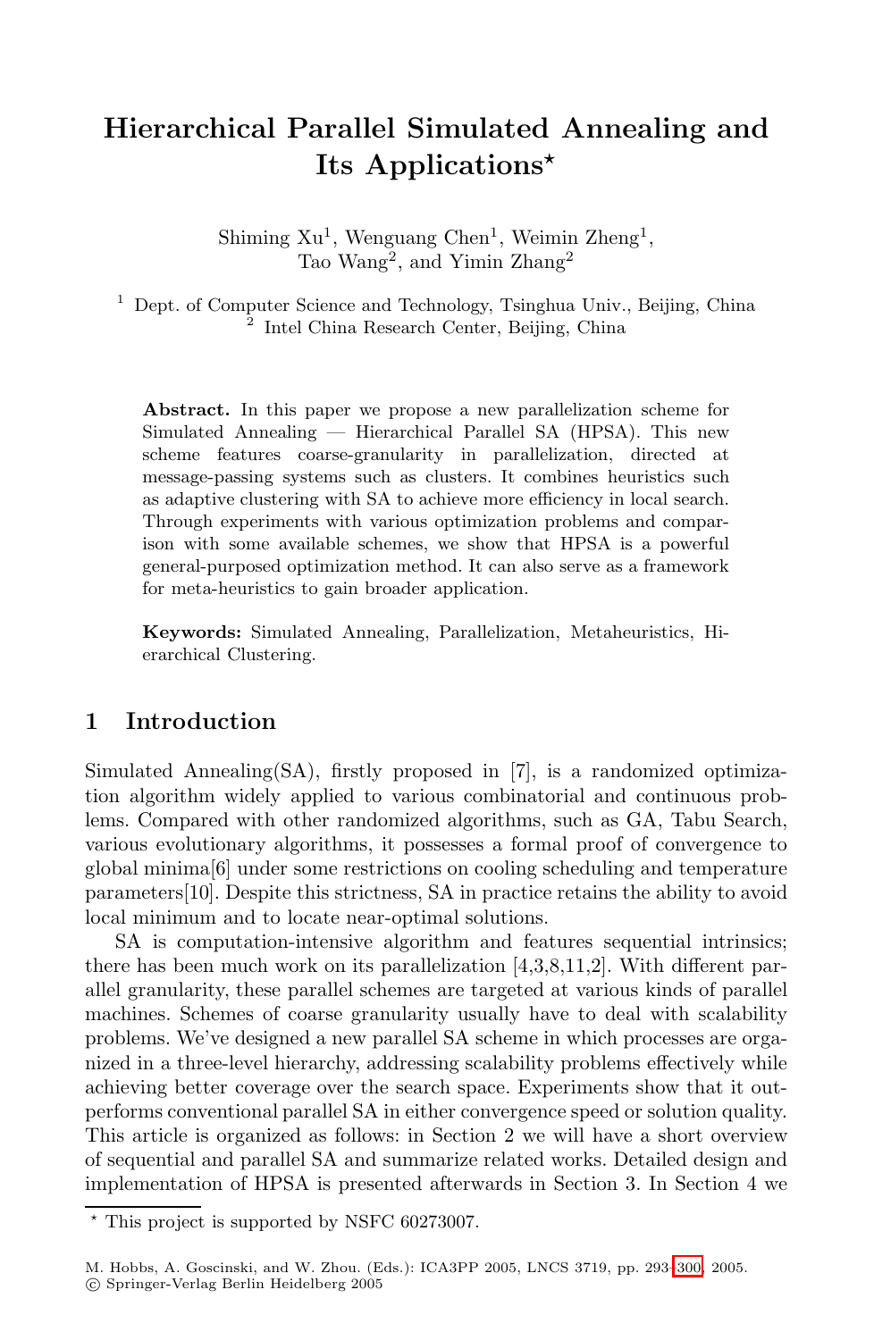# Hierarchical Parallel Simulated Annealing and Its Applications*

Shiming Xu[1], Wenguang Chen[1], Weimin Zheng[1], Tao Wang[2], and Yimin Zhang[2]

[1] Dept. of Computer Science and Technology, Tsinghua Univ., Beijing, China
[2] Intel China Research Center, Beijing, China

**Abstract.** In this paper we propose a new parallelization scheme for Simulated Annealing — Hierarchical Parallel SA (HPSA). This new scheme features coarse-granularity in parallelization, directed at message-passing systems such as clusters. It combines heuristics such as adaptive clustering with SA to achieve more efficiency in local search. Through experiments with various optimization problems and comparison with some available schemes, we show that HPSA is a powerful general-purposed optimization method. It can also serve as a framework for meta-heuristics to gain broader application.

**Keywords:** Simulated Annealing, Parallelization, Metaheuristics, Hierarchical Clustering.

## 1 Introduction

Simulated Annealing(SA), firstly proposed in [7], is a randomized optimization algorithm widely applied to various combinatorial and continuous problems. Compared with other randomized algorithms, such as GA, Tabu Search, various evolutionary algorithms, it possesses a formal proof of convergence to global minima[6] under some restrictions on cooling scheduling and temperature parameters[10]. Despite this strictness, SA in practice retains the ability to avoid local minimum and to locate near-optimal solutions.

SA is computation-intensive algorithm and features sequential intrinsics; there has been much work on its parallelization [4,3,8,11,2]. With different parallel granularity, these parallel schemes are targeted at various kinds of parallel machines. Schemes of coarse granularity usually have to deal with scalability problems. We've designed a new parallel SA scheme in which processes are organized in a three-level hierarchy, addressing scalability problems effectively while achieving better coverage over the search space. Experiments show that it outperforms conventional parallel SA in either convergence speed or solution quality. This article is organized as follows: in Section 2 we will have a short overview of sequential and parallel SA and summarize related works. Detailed design and implementation of HPSA is presented afterwards in Section 3. In Section 4 we

* This project is supported by NSFC 60273007.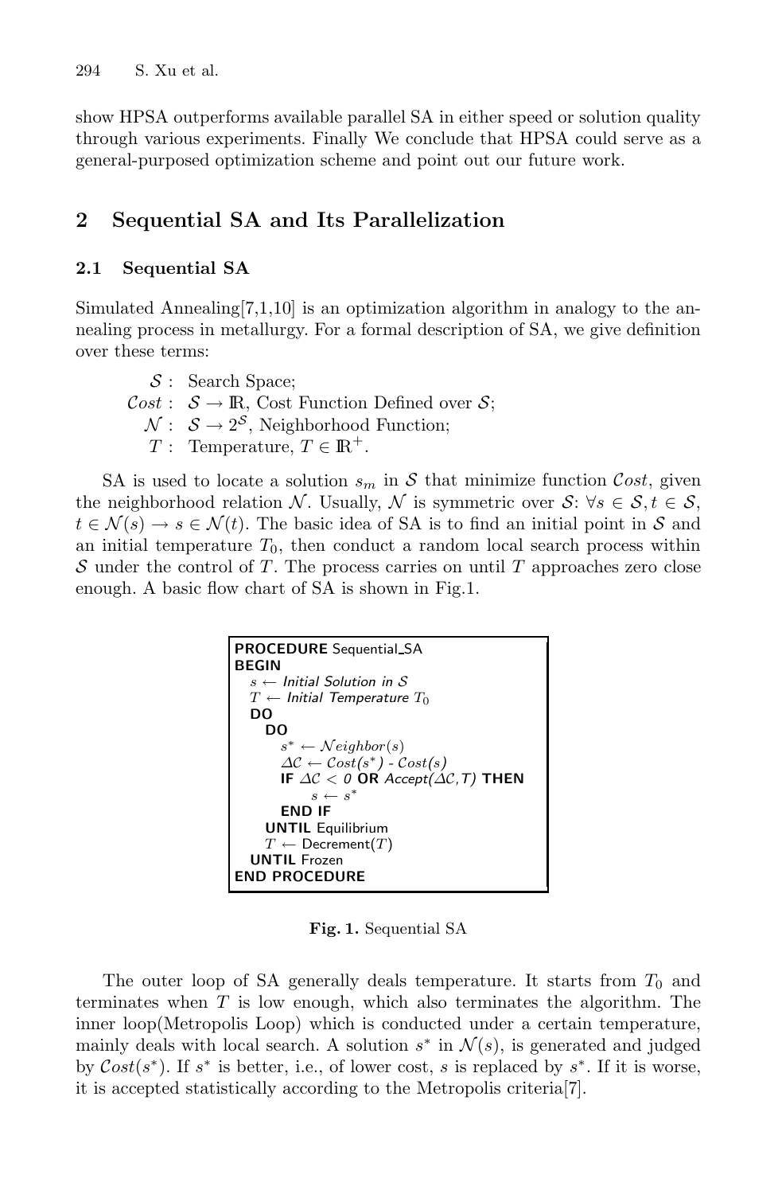show HPSA outperforms available parallel SA in either speed or solution quality through various experiments. Finally We conclude that HPSA could serve as a general-purposed optimization scheme and point out our future work.

## 2 Sequential SA and Its Parallelization

### 2.1 Sequential SA

Simulated Annealing[7,1,10] is an optimization algorithm in analogy to the annealing process in metallurgy. For a formal description of SA, we give definition over these terms:

$\mathcal{S}$ : Search Space;
$\mathcal{C}ost$ : $\mathcal{S} \rightarrow \mathbb{R}$, Cost Function Defined over $\mathcal{S}$;
$\mathcal{N}$ : $\mathcal{S} \rightarrow 2^{\mathcal{S}}$, Neighborhood Function;
$T$ : Temperature, $T \in \mathbb{R}^{+}$.

SA is used to locate a solution $s_m$ in $\mathcal{S}$ that minimize function $\mathcal{C}ost$, given the neighborhood relation $\mathcal{N}$. Usually, $\mathcal{N}$ is symmetric over $\mathcal{S}$: $\forall s \in \mathcal{S}, t \in \mathcal{S}$, $t \in \mathcal{N}(s) \rightarrow s \in \mathcal{N}(t)$. The basic idea of SA is to find an initial point in $\mathcal{S}$ and an initial temperature $T_0$, then conduct a random local search process within $\mathcal{S}$ under the control of $T$. The process carries on until $T$ approaches zero close enough. A basic flow chart of SA is shown in Fig.1.

```
PROCEDURE Sequential_SA
BEGIN
  s ← Initial Solution in S
  T ← Initial Temperature T0
  DO
    DO
      s* ← Neighbor(s)
      ΔC ← Cost(s*) - Cost(s)
      IF ΔC < 0 OR Accept(ΔC,T) THEN
          s ← s*.
      END IF
    UNTIL Equilibrium
    T ← Decrement(T)
  UNTIL Frozen
END PROCEDURE
```

**Fig. 1.** Sequential SA

The outer loop of SA generally deals temperature. It starts from $T_0$ and terminates when $T$ is low enough, which also terminates the algorithm. The inner loop(Metropolis Loop) which is conducted under a certain temperature, mainly deals with local search. A solution $s^*$ in $\mathcal{N}(s)$, is generated and judged by $\mathcal{C}ost(s^*)$. If $s^*$ is better, i.e., of lower cost, $s$ is replaced by $s^*$. If it is worse, it is accepted statistically according to the Metropolis criteria[7].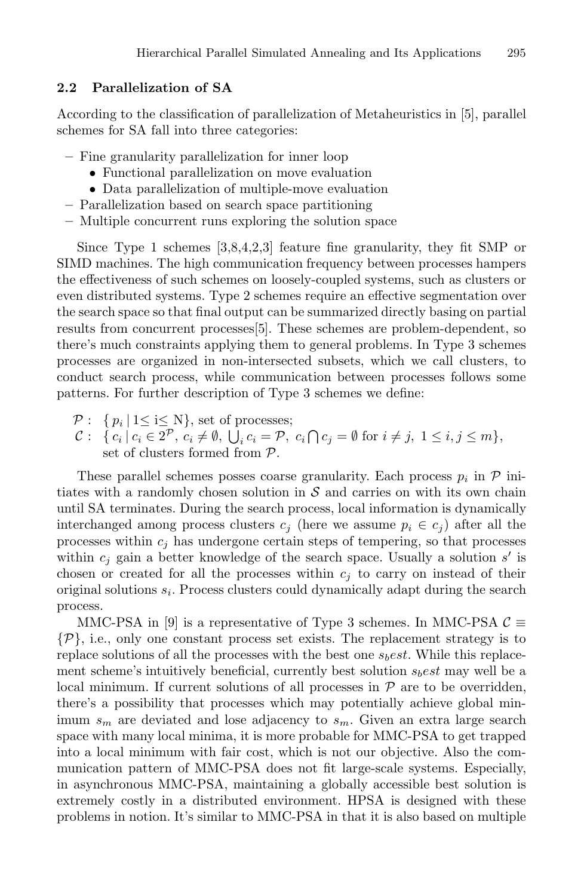### 2.2 Parallelization of SA

According to the classification of parallelization of Metaheuristics in [5], parallel schemes for SA fall into three categories:

- Fine granularity parallelization for inner loop
  - Functional parallelization on move evaluation
  - Data parallelization of multiple-move evaluation
- Parallelization based on search space partitioning
- Multiple concurrent runs exploring the solution space

Since Type 1 schemes [3,8,4,2,3] feature fine granularity, they fit SMP or SIMD machines. The high communication frequency between processes hampers the effectiveness of such schemes on loosely-coupled systems, such as clusters or even distributed systems. Type 2 schemes require an effective segmentation over the search space so that final output can be summarized directly basing on partial results from concurrent processes[5]. These schemes are problem-dependent, so there's much constraints applying them to general problems. In Type 3 schemes processes are organized in non-intersected subsets, which we call clusters, to conduct search process, while communication between processes follows some patterns. For further description of Type 3 schemes we define:

$\mathcal{P}$ : $\{ p_i \,|\, 1 \leq \text{i} \leq \text{N}\}$, set of processes;
$\mathcal{C}$ : $\{ c_i \,|\, c_i \in 2^{\mathcal{P}},\ c_i \neq \emptyset,\ \bigcup_i c_i = \mathcal{P},\ c_i \bigcap c_j = \emptyset \text{ for } i \neq j,\ 1 \leq i, j \leq m\}$, set of clusters formed from $\mathcal{P}$.

These parallel schemes posses coarse granularity. Each process $p_i$ in $\mathcal{P}$ initiates with a randomly chosen solution in $\mathcal{S}$ and carries on with its own chain until SA terminates. During the search process, local information is dynamically interchanged among process clusters $c_j$ (here we assume $p_i \in c_j$) after all the processes within $c_j$ has undergone certain steps of tempering, so that processes within $c_j$ gain a better knowledge of the search space. Usually a solution $s'$ is chosen or created for all the processes within $c_j$ to carry on instead of their original solutions $s_i$. Process clusters could dynamically adapt during the search process.

MMC-PSA in [9] is a representative of Type 3 schemes. In MMC-PSA $\mathcal{C} \equiv \{\mathcal{P}\}$, i.e., only one constant process set exists. The replacement strategy is to replace solutions of all the processes with the best one $s_best$. While this replacement scheme's intuitively beneficial, currently best solution $s_best$ may well be a local minimum. If current solutions of all processes in $\mathcal{P}$ are to be overridden, there's a possibility that processes which may potentially achieve global minimum $s_m$ are deviated and lose adjacency to $s_m$. Given an extra large search space with many local minima, it is more probable for MMC-PSA to get trapped into a local minimum with fair cost, which is not our objective. Also the communication pattern of MMC-PSA does not fit large-scale systems. Especially, in asynchronous MMC-PSA, maintaining a globally accessible best solution is extremely costly in a distributed environment. HPSA is designed with these problems in notion. It's similar to MMC-PSA in that it is also based on multiple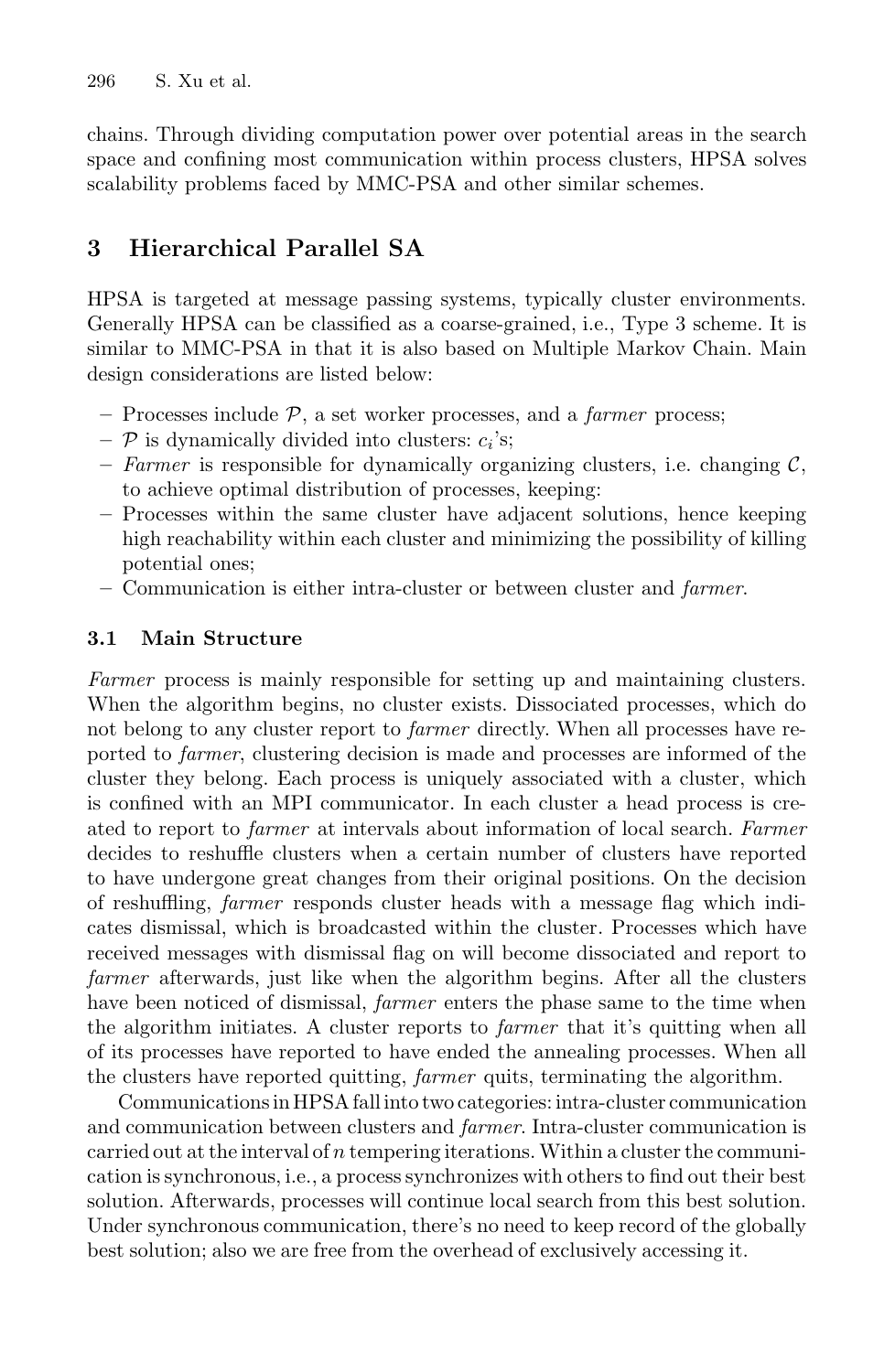chains. Through dividing computation power over potential areas in the search space and confining most communication within process clusters, HPSA solves scalability problems faced by MMC-PSA and other similar schemes.

## 3 Hierarchical Parallel SA

HPSA is targeted at message passing systems, typically cluster environments. Generally HPSA can be classified as a coarse-grained, i.e., Type 3 scheme. It is similar to MMC-PSA in that it is also based on Multiple Markov Chain. Main design considerations are listed below:

- Processes include $\mathcal{P}$, a set worker processes, and a *farmer* process;
- $\mathcal{P}$ is dynamically divided into clusters: $c_i$'s;
- *Farmer* is responsible for dynamically organizing clusters, i.e. changing $\mathcal{C}$, to achieve optimal distribution of processes, keeping:
- Processes within the same cluster have adjacent solutions, hence keeping high reachability within each cluster and minimizing the possibility of killing potential ones;
- Communication is either intra-cluster or between cluster and *farmer*.

### 3.1 Main Structure

*Farmer* process is mainly responsible for setting up and maintaining clusters. When the algorithm begins, no cluster exists. Dissociated processes, which do not belong to any cluster report to *farmer* directly. When all processes have reported to *farmer*, clustering decision is made and processes are informed of the cluster they belong. Each process is uniquely associated with a cluster, which is confined with an MPI communicator. In each cluster a head process is created to report to *farmer* at intervals about information of local search. *Farmer* decides to reshuffle clusters when a certain number of clusters have reported to have undergone great changes from their original positions. On the decision of reshuffling, *farmer* responds cluster heads with a message flag which indicates dismissal, which is broadcasted within the cluster. Processes which have received messages with dismissal flag on will become dissociated and report to *farmer* afterwards, just like when the algorithm begins. After all the clusters have been noticed of dismissal, *farmer* enters the phase same to the time when the algorithm initiates. A cluster reports to *farmer* that it's quitting when all of its processes have reported to have ended the annealing processes. When all the clusters have reported quitting, *farmer* quits, terminating the algorithm.

Communications in HPSA fall into two categories: intra-cluster communication and communication between clusters and *farmer*. Intra-cluster communication is carried out at the interval of $n$ tempering iterations. Within a cluster the communication is synchronous, i.e., a process synchronizes with others to find out their best solution. Afterwards, processes will continue local search from this best solution. Under synchronous communication, there's no need to keep record of the globally best solution; also we are free from the overhead of exclusively accessing it.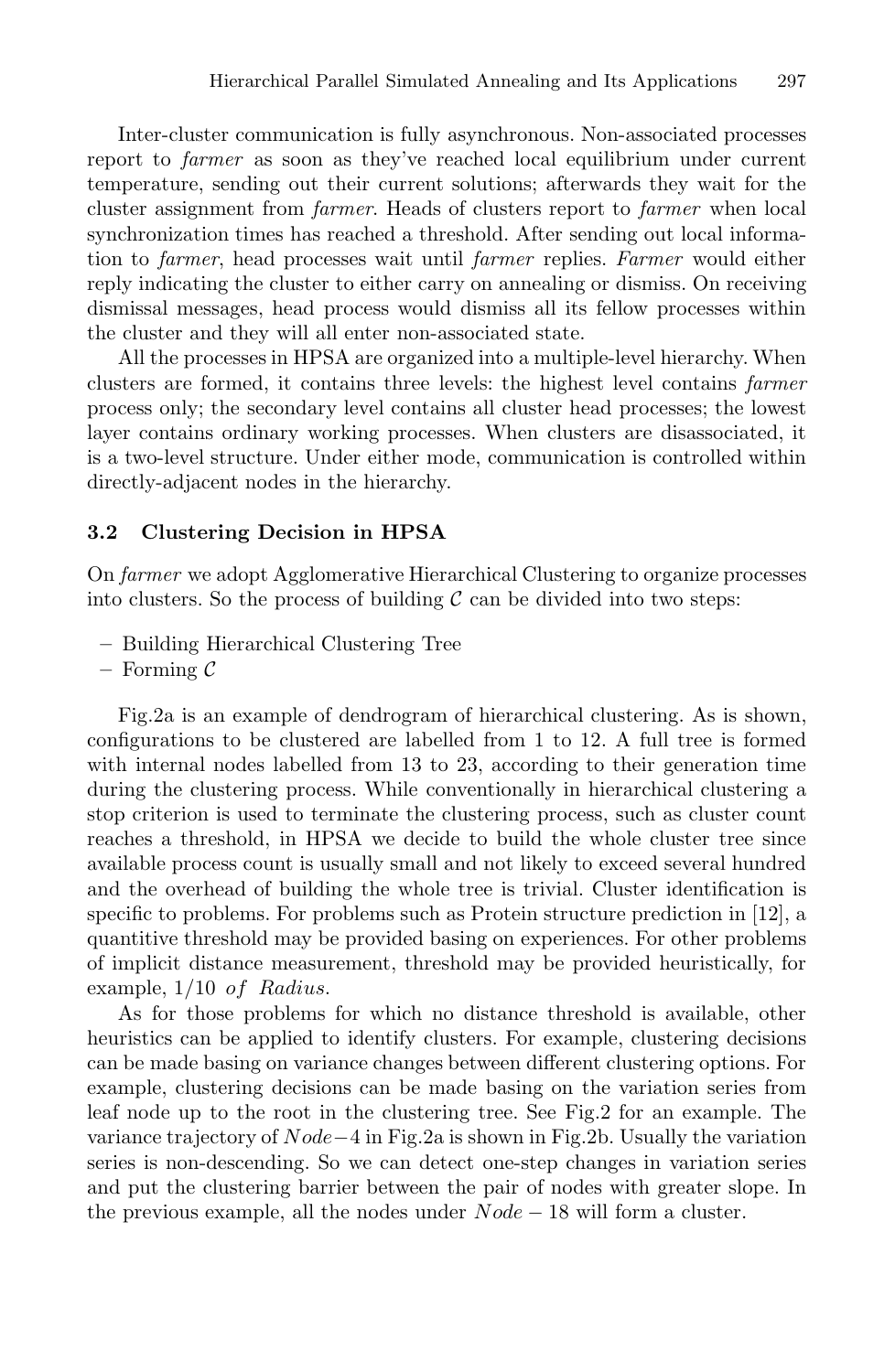Inter-cluster communication is fully asynchronous. Non-associated processes report to *farmer* as soon as they've reached local equilibrium under current temperature, sending out their current solutions; afterwards they wait for the cluster assignment from *farmer*. Heads of clusters report to *farmer* when local synchronization times has reached a threshold. After sending out local information to *farmer*, head processes wait until *farmer* replies. *Farmer* would either reply indicating the cluster to either carry on annealing or dismiss. On receiving dismissal messages, head process would dismiss all its fellow processes within the cluster and they will all enter non-associated state.

All the processes in HPSA are organized into a multiple-level hierarchy. When clusters are formed, it contains three levels: the highest level contains *farmer* process only; the secondary level contains all cluster head processes; the lowest layer contains ordinary working processes. When clusters are disassociated, it is a two-level structure. Under either mode, communication is controlled within directly-adjacent nodes in the hierarchy.

### 3.2 Clustering Decision in HPSA

On *farmer* we adopt Agglomerative Hierarchical Clustering to organize processes into clusters. So the process of building $\mathcal{C}$ can be divided into two steps:

- Building Hierarchical Clustering Tree
- Forming $\mathcal{C}$

Fig.2a is an example of dendrogram of hierarchical clustering. As is shown, configurations to be clustered are labelled from 1 to 12. A full tree is formed with internal nodes labelled from 13 to 23, according to their generation time during the clustering process. While conventionally in hierarchical clustering a stop criterion is used to terminate the clustering process, such as cluster count reaches a threshold, in HPSA we decide to build the whole cluster tree since available process count is usually small and not likely to exceed several hundred and the overhead of building the whole tree is trivial. Cluster identification is specific to problems. For problems such as Protein structure prediction in [12], a quantitive threshold may be provided basing on experiences. For other problems of implicit distance measurement, threshold may be provided heuristically, for example, $1/10\ \ of\ \ Radius$.

As for those problems for which no distance threshold is available, other heuristics can be applied to identify clusters. For example, clustering decisions can be made basing on variance changes between different clustering options. For example, clustering decisions can be made basing on the variation series from leaf node up to the root in the clustering tree. See Fig.2 for an example. The variance trajectory of $Node-4$ in Fig.2a is shown in Fig.2b. Usually the variation series is non-descending. So we can detect one-step changes in variation series and put the clustering barrier between the pair of nodes with greater slope. In the previous example, all the nodes under $Node-18$ will form a cluster.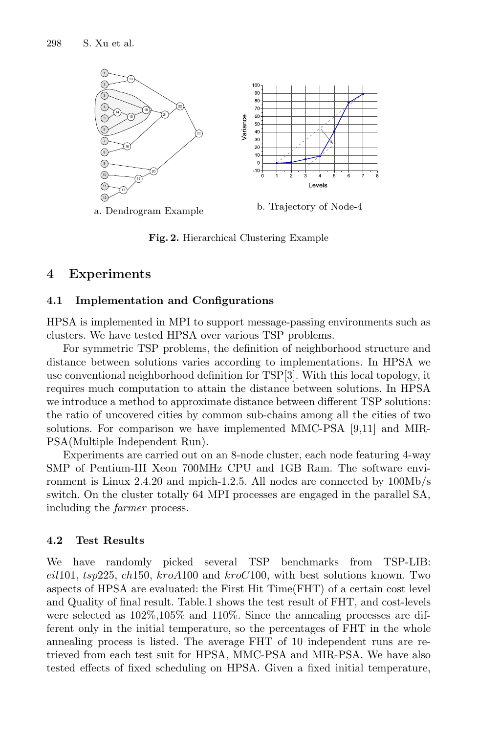a. Dendrogram Example

b. Trajectory of Node-4

**Fig. 2.** Hierarchical Clustering Example

# 4 Experiments

## 4.1 Implementation and Configurations

HPSA is implemented in MPI to support message-passing environments such as clusters. We have tested HPSA over various TSP problems.

For symmetric TSP problems, the definition of neighborhood structure and distance between solutions varies according to implementations. In HPSA we use conventional neighborhood definition for TSP[3]. With this local topology, it requires much computation to attain the distance between solutions. In HPSA we introduce a method to approximate distance between different TSP solutions: the ratio of uncovered cities by common sub-chains among all the cities of two solutions. For comparison we have implemented MMC-PSA [9,11] and MIR-PSA(Multiple Independent Run).

Experiments are carried out on an 8-node cluster, each node featuring 4-way SMP of Pentium-III Xeon 700MHz CPU and 1GB Ram. The software environment is Linux 2.4.20 and mpich-1.2.5. All nodes are connected by 100Mb/s switch. On the cluster totally 64 MPI processes are engaged in the parallel SA, including the *farmer* process.

## 4.2 Test Results

We have randomly picked several TSP benchmarks from TSP-LIB: *eil*101, *tsp*225, *ch*150, *kroA*100 and *kroC*100, with best solutions known. Two aspects of HPSA are evaluated: the First Hit Time(FHT) of a certain cost level and Quality of final result. Table.1 shows the test result of FHT, and cost-levels were selected as 102%,105% and 110%. Since the annealing processes are different only in the initial temperature, so the percentages of FHT in the whole annealing process is listed. The average FHT of 10 independent runs are retrieved from each test suit for HPSA, MMC-PSA and MIR-PSA. We have also tested effects of fixed scheduling on HPSA. Given a fixed initial temperature,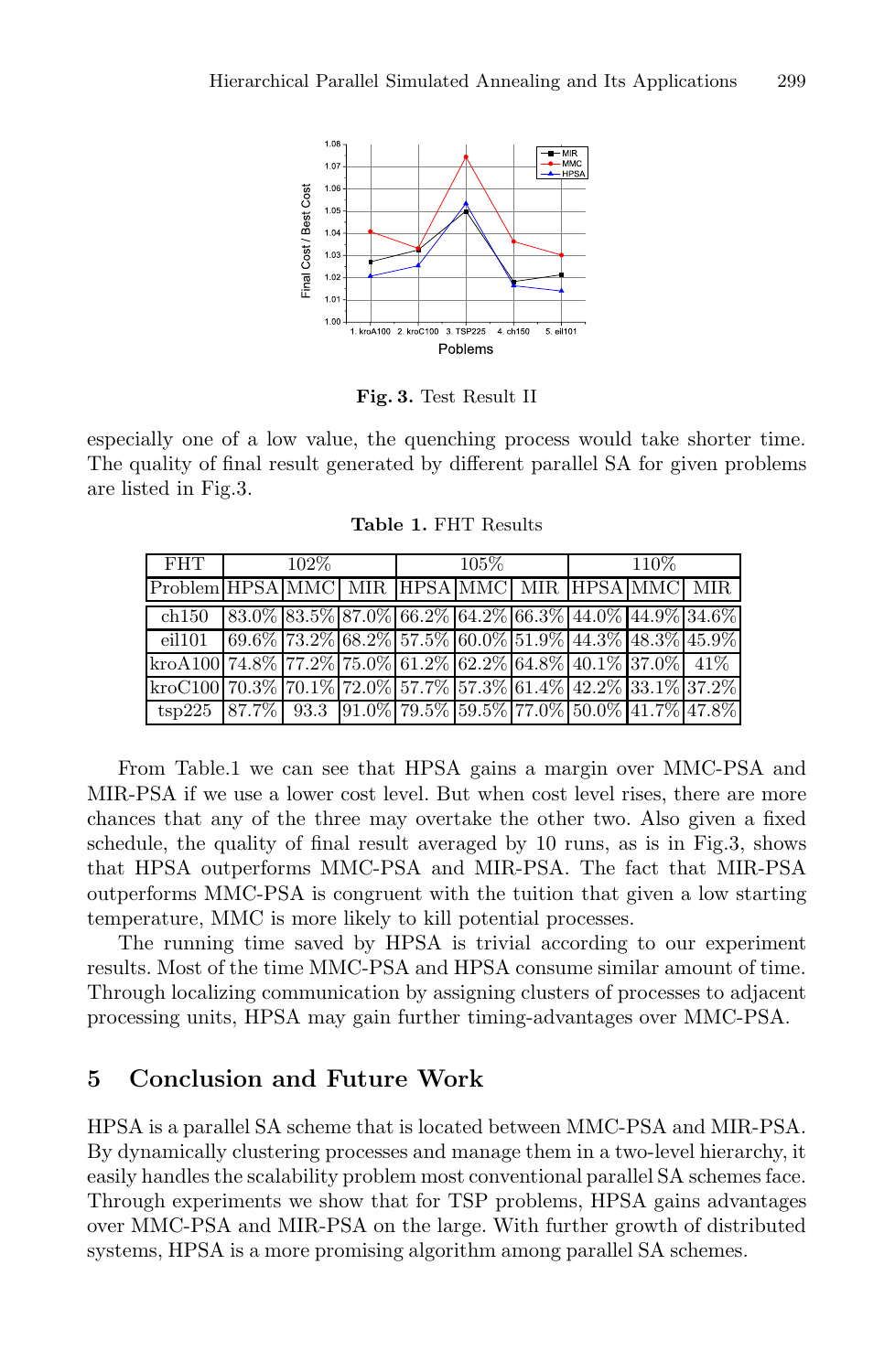**Fig. 3.** Test Result II

especially one of a low value, the quenching process would take shorter time. The quality of final result generated by different parallel SA for given problems are listed in Fig.3.

**Table 1.** FHT Results

| FHT | 102% | | | 105% | | | 110% | | |
|---|---|---|---|---|---|---|---|---|---|
| Problem | HPSA | MMC | MIR | HPSA | MMC | MIR | HPSA | MMC | MIR |
| ch150 | 83.0% | 83.5% | 87.0% | 66.2% | 64.2% | 66.3% | 44.0% | 44.9% | 34.6% |
| eil101 | 69.6% | 73.2% | 68.2% | 57.5% | 60.0% | 51.9% | 44.3% | 48.3% | 45.9% |
| kroA100 | 74.8% | 77.2% | 75.0% | 61.2% | 62.2% | 64.8% | 40.1% | 37.0% | 41% |
| kroC100 | 70.3% | 70.1% | 72.0% | 57.7% | 57.3% | 61.4% | 42.2% | 33.1% | 37.2% |
| tsp225 | 87.7% | 93.3 | 91.0% | 79.5% | 59.5% | 77.0% | 50.0% | 41.7% | 47.8% |

From Table.1 we can see that HPSA gains a margin over MMC-PSA and MIR-PSA if we use a lower cost level. But when cost level rises, there are more chances that any of the three may overtake the other two. Also given a fixed schedule, the quality of final result averaged by 10 runs, as is in Fig.3, shows that HPSA outperforms MMC-PSA and MIR-PSA. The fact that MIR-PSA outperforms MMC-PSA is congruent with the tuition that given a low starting temperature, MMC is more likely to kill potential processes.

The running time saved by HPSA is trivial according to our experiment results. Most of the time MMC-PSA and HPSA consume similar amount of time. Through localizing communication by assigning clusters of processes to adjacent processing units, HPSA may gain further timing-advantages over MMC-PSA.

## 5 Conclusion and Future Work

HPSA is a parallel SA scheme that is located between MMC-PSA and MIR-PSA. By dynamically clustering processes and manage them in a two-level hierarchy, it easily handles the scalability problem most conventional parallel SA schemes face. Through experiments we show that for TSP problems, HPSA gains advantages over MMC-PSA and MIR-PSA on the large. With further growth of distributed systems, HPSA is a more promising algorithm among parallel SA schemes.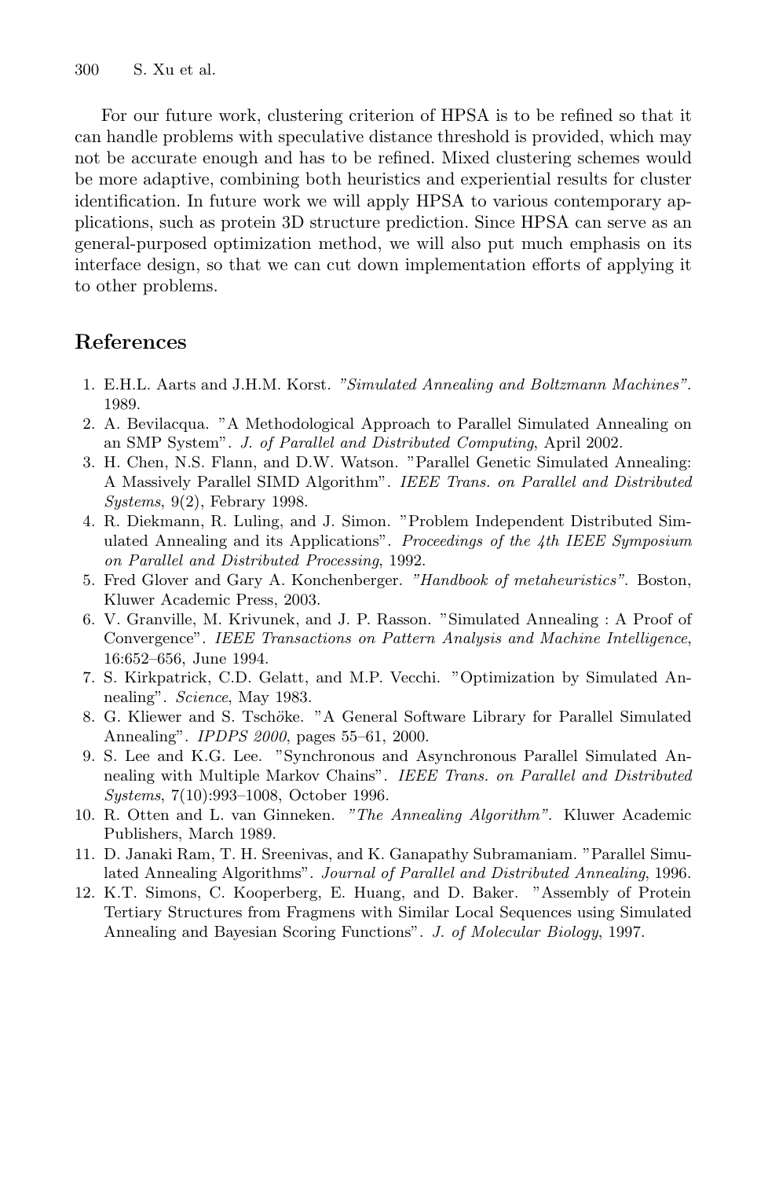For our future work, clustering criterion of HPSA is to be refined so that it can handle problems with speculative distance threshold is provided, which may not be accurate enough and has to be refined. Mixed clustering schemes would be more adaptive, combining both heuristics and experiential results for cluster identification. In future work we will apply HPSA to various contemporary applications, such as protein 3D structure prediction. Since HPSA can serve as an general-purposed optimization method, we will also put much emphasis on its interface design, so that we can cut down implementation efforts of applying it to other problems.

## References

1. E.H.L. Aarts and J.H.M. Korst. *"Simulated Annealing and Boltzmann Machines"*. 1989.
2. A. Bevilacqua. "A Methodological Approach to Parallel Simulated Annealing on an SMP System". *J. of Parallel and Distributed Computing*, April 2002.
3. H. Chen, N.S. Flann, and D.W. Watson. "Parallel Genetic Simulated Annealing: A Massively Parallel SIMD Algorithm". *IEEE Trans. on Parallel and Distributed Systems*, 9(2), Febrary 1998.
4. R. Diekmann, R. Luling, and J. Simon. "Problem Independent Distributed Simulated Annealing and its Applications". *Proceedings of the 4th IEEE Symposium on Parallel and Distributed Processing*, 1992.
5. Fred Glover and Gary A. Konchenberger. *"Handbook of metaheuristics"*. Boston, Kluwer Academic Press, 2003.
6. V. Granville, M. Krivunek, and J. P. Rasson. "Simulated Annealing : A Proof of Convergence". *IEEE Transactions on Pattern Analysis and Machine Intelligence*, 16:652–656, June 1994.
7. S. Kirkpatrick, C.D. Gelatt, and M.P. Vecchi. "Optimization by Simulated Annealing". *Science*, May 1983.
8. G. Kliewer and S. Tschöke. "A General Software Library for Parallel Simulated Annealing". *IPDPS 2000*, pages 55–61, 2000.
9. S. Lee and K.G. Lee. "Synchronous and Asynchronous Parallel Simulated Annealing with Multiple Markov Chains". *IEEE Trans. on Parallel and Distributed Systems*, 7(10):993–1008, October 1996.
10. R. Otten and L. van Ginneken. *"The Annealing Algorithm"*. Kluwer Academic Publishers, March 1989.
11. D. Janaki Ram, T. H. Sreenivas, and K. Ganapathy Subramaniam. "Parallel Simulated Annealing Algorithms". *Journal of Parallel and Distributed Annealing*, 1996.
12. K.T. Simons, C. Kooperberg, E. Huang, and D. Baker. "Assembly of Protein Tertiary Structures from Fragmens with Similar Local Sequences using Simulated Annealing and Bayesian Scoring Functions". *J. of Molecular Biology*, 1997.